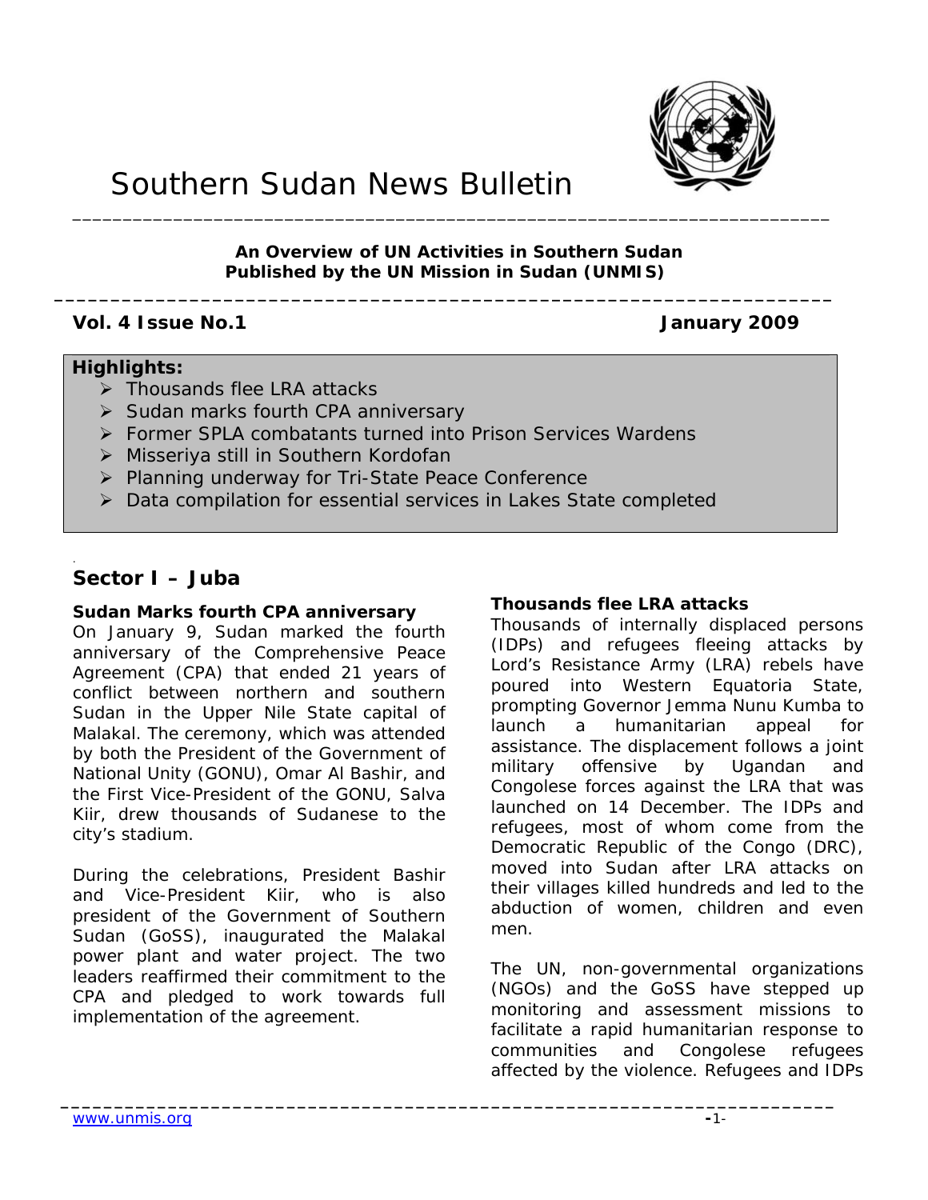# Southern Sudan News Bulletin

**An Overview of UN Activities in Southern Sudan**
**Published by the UN Mission in Sudan (UNMIS)**

**Vol. 4 Issue No.1** **January 2009**

**Highlights:**

- Thousands flee LRA attacks
- Sudan marks fourth CPA anniversary
- Former SPLA combatants turned into Prison Services Wardens
- Misseriya still in Southern Kordofan
- Planning underway for Tri-State Peace Conference
- Data compilation for essential services in Lakes State completed

## Sector I – Juba

### Sudan Marks fourth CPA anniversary

On January 9, Sudan marked the fourth anniversary of the Comprehensive Peace Agreement (CPA) that ended 21 years of conflict between northern and southern Sudan in the Upper Nile State capital of Malakal. The ceremony, which was attended by both the President of the Government of National Unity (GONU), Omar Al Bashir, and the First Vice-President of the GONU, Salva Kiir, drew thousands of Sudanese to the city's stadium.

During the celebrations, President Bashir and Vice-President Kiir, who is also president of the Government of Southern Sudan (GoSS), inaugurated the Malakal power plant and water project. The two leaders reaffirmed their commitment to the CPA and pledged to work towards full implementation of the agreement.

### Thousands flee LRA attacks

Thousands of internally displaced persons (IDPs) and refugees fleeing attacks by Lord's Resistance Army (LRA) rebels have poured into Western Equatoria State, prompting Governor Jemma Nunu Kumba to launch a humanitarian appeal for assistance. The displacement follows a joint military offensive by Ugandan and Congolese forces against the LRA that was launched on 14 December. The IDPs and refugees, most of whom come from the Democratic Republic of the Congo (DRC), moved into Sudan after LRA attacks on their villages killed hundreds and led to the abduction of women, children and even men.

The UN, non-governmental organizations (NGOs) and the GoSS have stepped up monitoring and assessment missions to facilitate a rapid humanitarian response to communities and Congolese refugees affected by the violence. Refugees and IDPs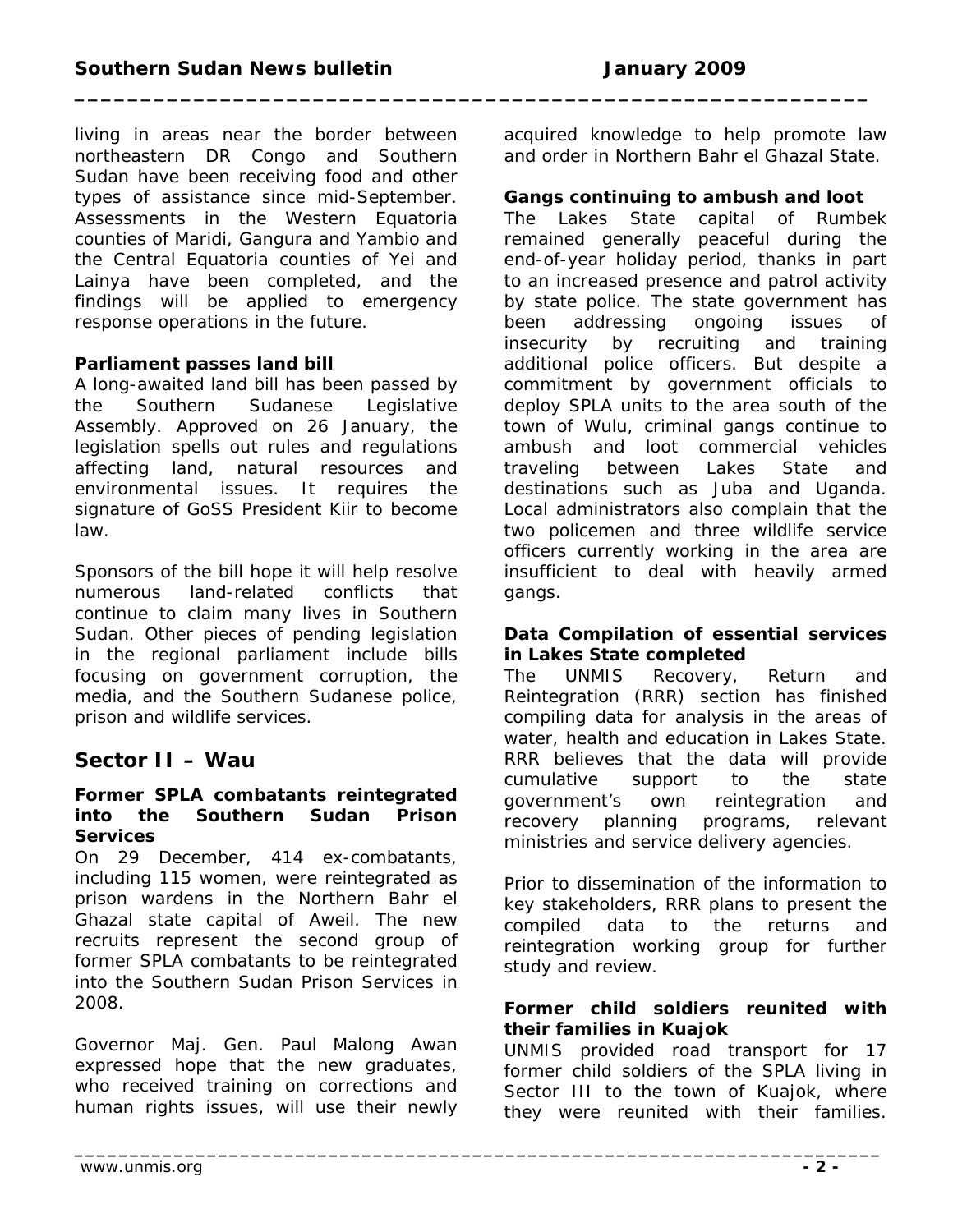living in areas near the border between northeastern DR Congo and Southern Sudan have been receiving food and other types of assistance since mid-September. Assessments in the Western Equatoria counties of Maridi, Gangura and Yambio and the Central Equatoria counties of Yei and Lainya have been completed, and the findings will be applied to emergency response operations in the future.

**Parliament passes land bill**

A long-awaited land bill has been passed by the Southern Sudanese Legislative Assembly. Approved on 26 January, the legislation spells out rules and regulations affecting land, natural resources and environmental issues. It requires the signature of GoSS President Kiir to become law.

Sponsors of the bill hope it will help resolve numerous land-related conflicts that continue to claim many lives in Southern Sudan. Other pieces of pending legislation in the regional parliament include bills focusing on government corruption, the media, and the Southern Sudanese police, prison and wildlife services.

## Sector II – Wau

**Former SPLA combatants reintegrated into the Southern Sudan Prison Services**

On 29 December, 414 ex-combatants, including 115 women, were reintegrated as prison wardens in the Northern Bahr el Ghazal state capital of Aweil. The new recruits represent the second group of former SPLA combatants to be reintegrated into the Southern Sudan Prison Services in 2008.

Governor Maj. Gen. Paul Malong Awan expressed hope that the new graduates, who received training on corrections and human rights issues, will use their newly acquired knowledge to help promote law and order in Northern Bahr el Ghazal State.

**Gangs continuing to ambush and loot**

The Lakes State capital of Rumbek remained generally peaceful during the end-of-year holiday period, thanks in part to an increased presence and patrol activity by state police. The state government has been addressing ongoing issues of insecurity by recruiting and training additional police officers. But despite a commitment by government officials to deploy SPLA units to the area south of the town of Wulu, criminal gangs continue to ambush and loot commercial vehicles traveling between Lakes State and destinations such as Juba and Uganda. Local administrators also complain that the two policemen and three wildlife service officers currently working in the area are insufficient to deal with heavily armed gangs.

**Data Compilation of essential services in Lakes State completed**

The UNMIS Recovery, Return and Reintegration (RRR) section has finished compiling data for analysis in the areas of water, health and education in Lakes State. RRR believes that the data will provide cumulative support to the state government's own reintegration and recovery planning programs, relevant ministries and service delivery agencies.

Prior to dissemination of the information to key stakeholders, RRR plans to present the compiled data to the returns and reintegration working group for further study and review.

**Former child soldiers reunited with their families in Kuajok**

UNMIS provided road transport for 17 former child soldiers of the SPLA living in Sector III to the town of Kuajok, where they were reunited with their families.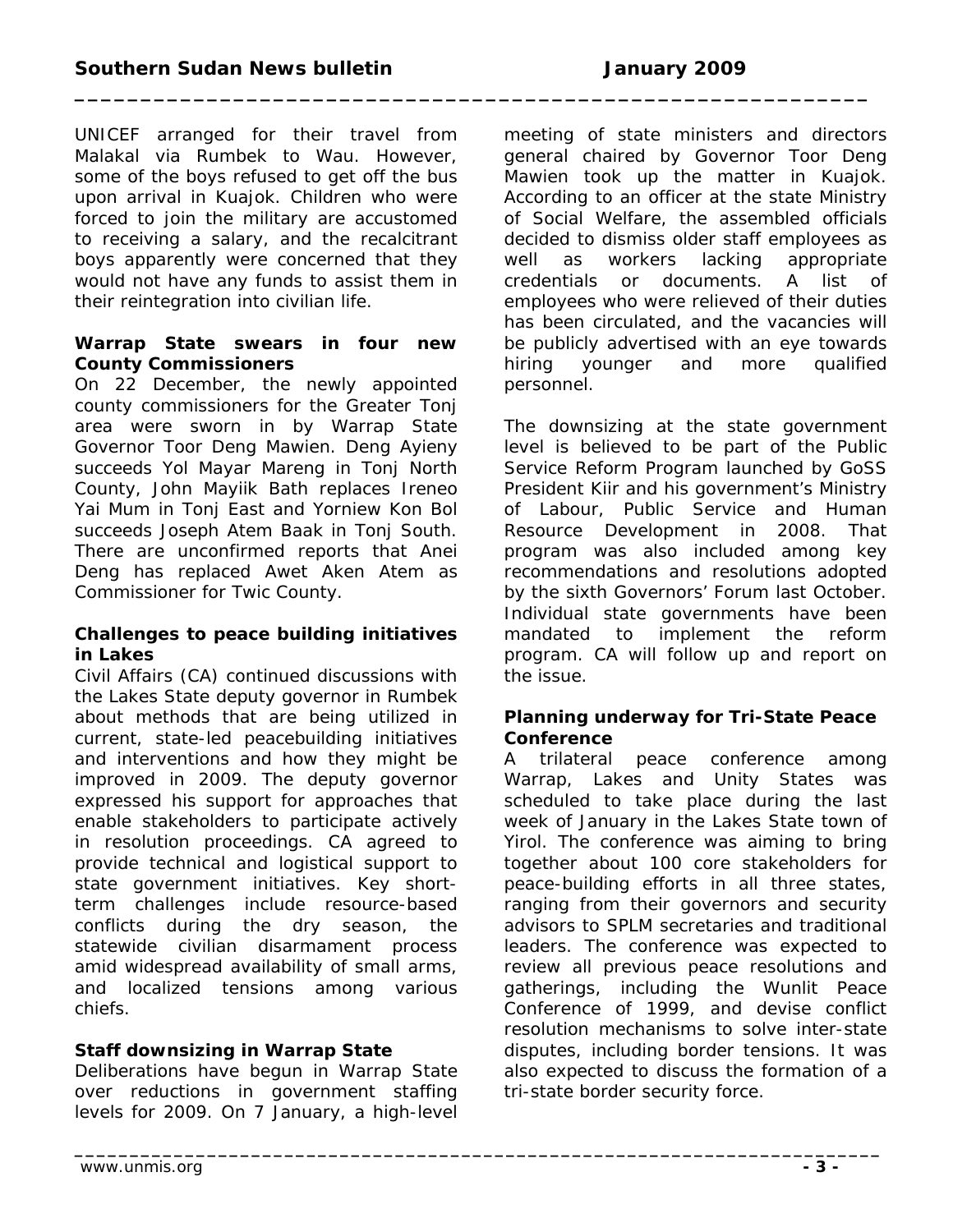UNICEF arranged for their travel from Malakal via Rumbek to Wau. However, some of the boys refused to get off the bus upon arrival in Kuajok. Children who were forced to join the military are accustomed to receiving a salary, and the recalcitrant boys apparently were concerned that they would not have any funds to assist them in their reintegration into civilian life.

**Warrap State swears in four new County Commissioners**

On 22 December, the newly appointed county commissioners for the Greater Tonj area were sworn in by Warrap State Governor Toor Deng Mawien. Deng Ayieny succeeds Yol Mayar Mareng in Tonj North County, John Mayiik Bath replaces Ireneo Yai Mum in Tonj East and Yorniew Kon Bol succeeds Joseph Atem Baak in Tonj South. There are unconfirmed reports that Anei Deng has replaced Awet Aken Atem as Commissioner for Twic County.

**Challenges to peace building initiatives in Lakes**

Civil Affairs (CA) continued discussions with the Lakes State deputy governor in Rumbek about methods that are being utilized in current, state-led peacebuilding initiatives and interventions and how they might be improved in 2009. The deputy governor expressed his support for approaches that enable stakeholders to participate actively in resolution proceedings. CA agreed to provide technical and logistical support to state government initiatives. Key short-term challenges include resource-based conflicts during the dry season, the statewide civilian disarmament process amid widespread availability of small arms, and localized tensions among various chiefs.

**Staff downsizing in Warrap State**

Deliberations have begun in Warrap State over reductions in government staffing levels for 2009. On 7 January, a high-level meeting of state ministers and directors general chaired by Governor Toor Deng Mawien took up the matter in Kuajok. According to an officer at the state Ministry of Social Welfare, the assembled officials decided to dismiss older staff employees as well as workers lacking appropriate credentials or documents. A list of employees who were relieved of their duties has been circulated, and the vacancies will be publicly advertised with an eye towards hiring younger and more qualified personnel.

The downsizing at the state government level is believed to be part of the Public Service Reform Program launched by GoSS President Kiir and his government's Ministry of Labour, Public Service and Human Resource Development in 2008. That program was also included among key recommendations and resolutions adopted by the sixth Governors' Forum last October. Individual state governments have been mandated to implement the reform program. CA will follow up and report on the issue.

**Planning underway for Tri-State Peace Conference**

A trilateral peace conference among Warrap, Lakes and Unity States was scheduled to take place during the last week of January in the Lakes State town of Yirol. The conference was aiming to bring together about 100 core stakeholders for peace-building efforts in all three states, ranging from their governors and security advisors to SPLM secretaries and traditional leaders. The conference was expected to review all previous peace resolutions and gatherings, including the Wunlit Peace Conference of 1999, and devise conflict resolution mechanisms to solve inter-state disputes, including border tensions. It was also expected to discuss the formation of a tri-state border security force.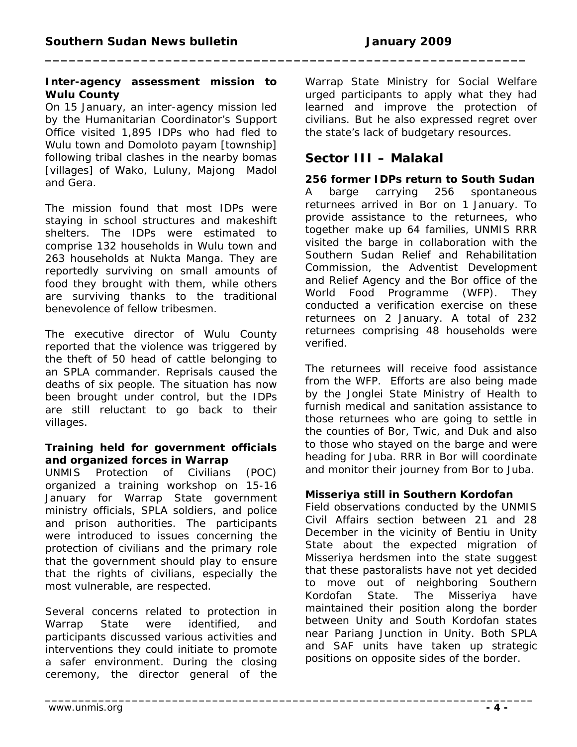**Inter-agency assessment mission to Wulu County**

On 15 January, an inter-agency mission led by the Humanitarian Coordinator's Support Office visited 1,895 IDPs who had fled to Wulu town and Domoloto payam [township] following tribal clashes in the nearby bomas [villages] of Wako, Luluny, Majong Madol and Gera.

The mission found that most IDPs were staying in school structures and makeshift shelters. The IDPs were estimated to comprise 132 households in Wulu town and 263 households at Nukta Manga. They are reportedly surviving on small amounts of food they brought with them, while others are surviving thanks to the traditional benevolence of fellow tribesmen.

The executive director of Wulu County reported that the violence was triggered by the theft of 50 head of cattle belonging to an SPLA commander. Reprisals caused the deaths of six people. The situation has now been brought under control, but the IDPs are still reluctant to go back to their villages.

**Training held for government officials and organized forces in Warrap**

UNMIS Protection of Civilians (POC) organized a training workshop on 15-16 January for Warrap State government ministry officials, SPLA soldiers, and police and prison authorities. The participants were introduced to issues concerning the protection of civilians and the primary role that the government should play to ensure that the rights of civilians, especially the most vulnerable, are respected.

Several concerns related to protection in Warrap State were identified, and participants discussed various activities and interventions they could initiate to promote a safer environment. During the closing ceremony, the director general of the Warrap State Ministry for Social Welfare urged participants to apply what they had learned and improve the protection of civilians. But he also expressed regret over the state's lack of budgetary resources.

## Sector III – Malakal

**256 former IDPs return to South Sudan**

A barge carrying 256 spontaneous returnees arrived in Bor on 1 January. To provide assistance to the returnees, who together make up 64 families, UNMIS RRR visited the barge in collaboration with the Southern Sudan Relief and Rehabilitation Commission, the Adventist Development and Relief Agency and the Bor office of the World Food Programme (WFP). They conducted a verification exercise on these returnees on 2 January. A total of 232 returnees comprising 48 households were verified.

The returnees will receive food assistance from the WFP. Efforts are also being made by the Jonglei State Ministry of Health to furnish medical and sanitation assistance to those returnees who are going to settle in the counties of Bor, Twic, and Duk and also to those who stayed on the barge and were heading for Juba. RRR in Bor will coordinate and monitor their journey from Bor to Juba.

**Misseriya still in Southern Kordofan**

Field observations conducted by the UNMIS Civil Affairs section between 21 and 28 December in the vicinity of Bentiu in Unity State about the expected migration of Misseriya herdsmen into the state suggest that these pastoralists have not yet decided to move out of neighboring Southern Kordofan State. The Misseriya have maintained their position along the border between Unity and South Kordofan states near Pariang Junction in Unity. Both SPLA and SAF units have taken up strategic positions on opposite sides of the border.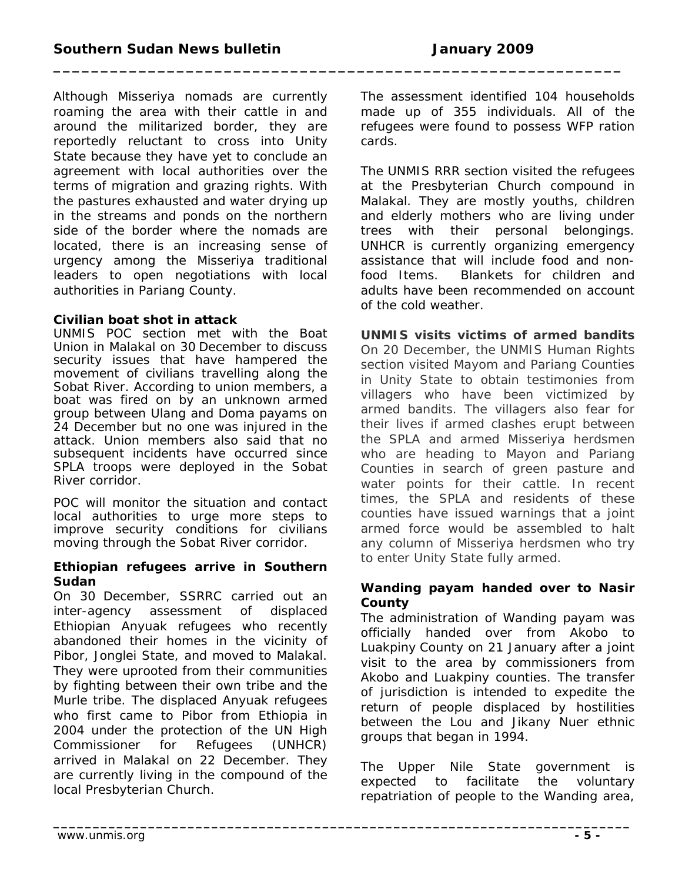Although Misseriya nomads are currently roaming the area with their cattle in and around the militarized border, they are reportedly reluctant to cross into Unity State because they have yet to conclude an agreement with local authorities over the terms of migration and grazing rights. With the pastures exhausted and water drying up in the streams and ponds on the northern side of the border where the nomads are located, there is an increasing sense of urgency among the Misseriya traditional leaders to open negotiations with local authorities in Pariang County.

**Civilian boat shot in attack**

UNMIS POC section met with the Boat Union in Malakal on 30 December to discuss security issues that have hampered the movement of civilians travelling along the Sobat River. According to union members, a boat was fired on by an unknown armed group between Ulang and Doma payams on 24 December but no one was injured in the attack. Union members also said that no subsequent incidents have occurred since SPLA troops were deployed in the Sobat River corridor.

POC will monitor the situation and contact local authorities to urge more steps to improve security conditions for civilians moving through the Sobat River corridor.

**Ethiopian refugees arrive in Southern Sudan**

On 30 December, SSRRC carried out an inter-agency assessment of displaced Ethiopian Anyuak refugees who recently abandoned their homes in the vicinity of Pibor, Jonglei State, and moved to Malakal. They were uprooted from their communities by fighting between their own tribe and the Murle tribe. The displaced Anyuak refugees who first came to Pibor from Ethiopia in 2004 under the protection of the UN High Commissioner for Refugees (UNHCR) arrived in Malakal on 22 December. They are currently living in the compound of the local Presbyterian Church.

The assessment identified 104 households made up of 355 individuals. All of the refugees were found to possess WFP ration cards.

The UNMIS RRR section visited the refugees at the Presbyterian Church compound in Malakal. They are mostly youths, children and elderly mothers who are living under trees with their personal belongings. UNHCR is currently organizing emergency assistance that will include food and non-food Items. Blankets for children and adults have been recommended on account of the cold weather.

**UNMIS visits victims of armed bandits**

On 20 December, the UNMIS Human Rights section visited Mayom and Pariang Counties in Unity State to obtain testimonies from villagers who have been victimized by armed bandits. The villagers also fear for their lives if armed clashes erupt between the SPLA and armed Misseriya herdsmen who are heading to Mayon and Pariang Counties in search of green pasture and water points for their cattle. In recent times, the SPLA and residents of these counties have issued warnings that a joint armed force would be assembled to halt any column of Misseriya herdsmen who try to enter Unity State fully armed.

**Wanding payam handed over to Nasir County**

The administration of Wanding payam was officially handed over from Akobo to Luakpiny County on 21 January after a joint visit to the area by commissioners from Akobo and Luakpiny counties. The transfer of jurisdiction is intended to expedite the return of people displaced by hostilities between the Lou and Jikany Nuer ethnic groups that began in 1994.

The Upper Nile State government is expected to facilitate the voluntary repatriation of people to the Wanding area,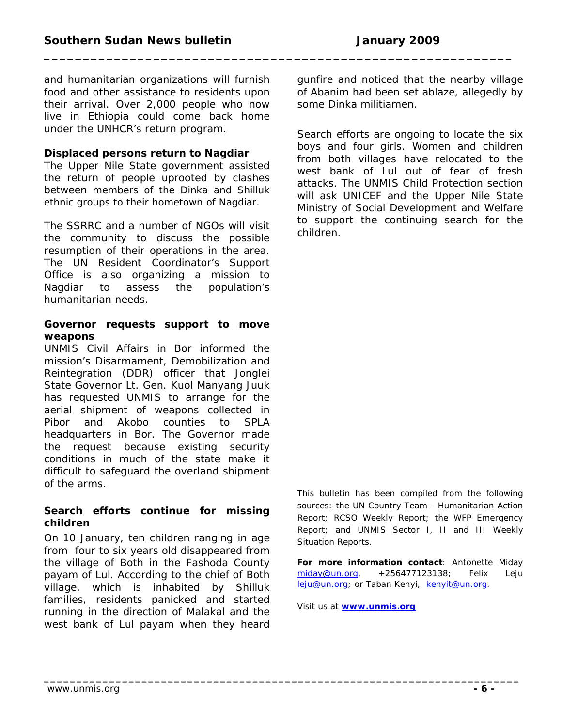and humanitarian organizations will furnish food and other assistance to residents upon their arrival. Over 2,000 people who now live in Ethiopia could come back home under the UNHCR's return program.

**Displaced persons return to Nagdiar**

The Upper Nile State government assisted the return of people uprooted by clashes between members of the Dinka and Shilluk ethnic groups to their hometown of Nagdiar.

The SSRRC and a number of NGOs will visit the community to discuss the possible resumption of their operations in the area. The UN Resident Coordinator's Support Office is also organizing a mission to Nagdiar to assess the population's humanitarian needs.

**Governor requests support to move weapons**

UNMIS Civil Affairs in Bor informed the mission's Disarmament, Demobilization and Reintegration (DDR) officer that Jonglei State Governor Lt. Gen. Kuol Manyang Juuk has requested UNMIS to arrange for the aerial shipment of weapons collected in Pibor and Akobo counties to SPLA headquarters in Bor. The Governor made the request because existing security conditions in much of the state make it difficult to safeguard the overland shipment of the arms.

**Search efforts continue for missing children**

On 10 January, ten children ranging in age from four to six years old disappeared from the village of Both in the Fashoda County payam of Lul. According to the chief of Both village, which is inhabited by Shilluk families, residents panicked and started running in the direction of Malakal and the west bank of Lul payam when they heard gunfire and noticed that the nearby village of Abanim had been set ablaze, allegedly by some Dinka militiamen.

Search efforts are ongoing to locate the six boys and four girls. Women and children from both villages have relocated to the west bank of Lul out of fear of fresh attacks. The UNMIS Child Protection section will ask UNICEF and the Upper Nile State Ministry of Social Development and Welfare to support the continuing search for the children.

This bulletin has been compiled from the following sources: the UN Country Team - Humanitarian Action Report; RCSO Weekly Report; the WFP Emergency Report; and UNMIS Sector I, II and III Weekly Situation Reports.

**For more information contact**: Antonette Miday miday@un.org, +256477123138; Felix Leju leju@un.org; or Taban Kenyi, kenyit@un.org.

Visit us at **www.unmis.org**